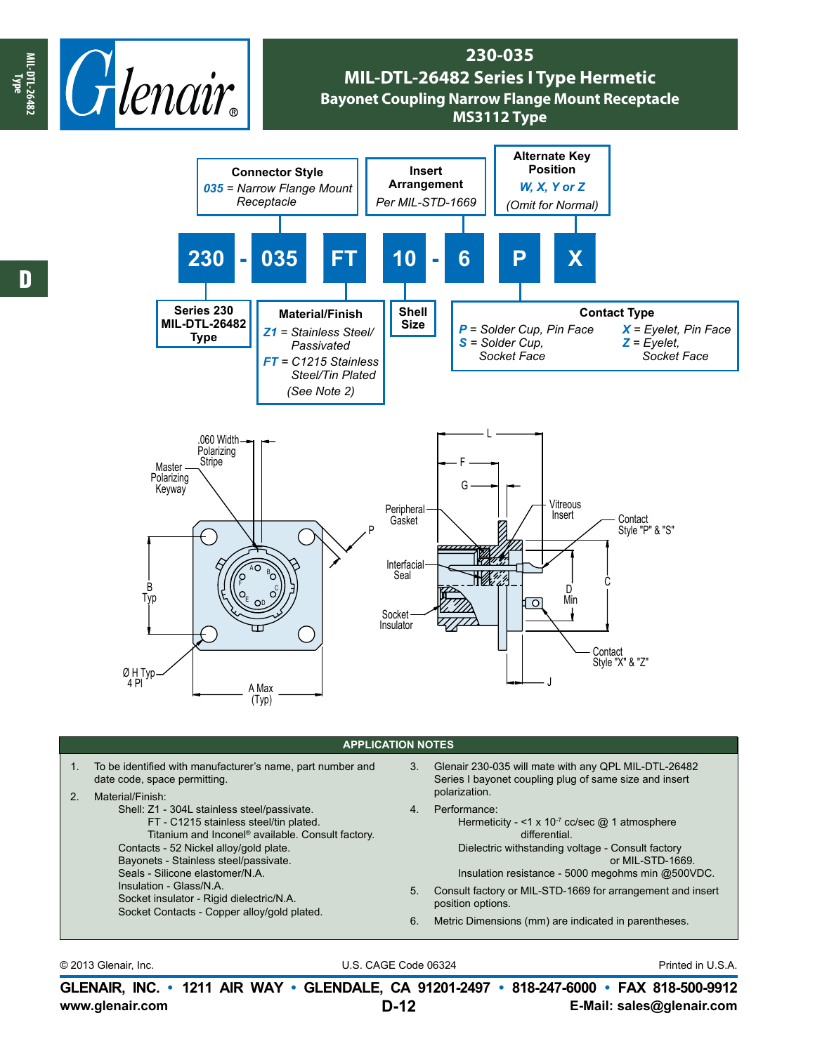# 230-035
## MIL-DTL-26482 Series I Type Hermetic
### Bayonet Coupling Narrow Flange Mount Receptacle
### MS3112 Type

**230 - 035 FT 10 - 6 P X**

**Series 230 MIL-DTL-26482 Type**

**Connector Style**
*035* = *Narrow Flange Mount Receptacle*

**Material/Finish**
*Z1* = *Stainless Steel/ Passivated*
*FT* = *C1215 Stainless Steel/Tin Plated*
*(See Note 2)*

**Shell Size**

**Insert Arrangement**
*Per MIL-STD-1669*

**Contact Type**
*P* = *Solder Cup, Pin Face*
*S* = *Solder Cup, Socket Face*
*X* = *Eyelet, Pin Face*
*Z* = *Eyelet, Socket Face*

**Alternate Key Position**
*W, X, Y or Z*
*(Omit for Normal)*

.060 Width Polarizing Stripe
Master Polarizing Keyway
B Typ
Ø H Typ 4 Pl
A Max (Typ)
P
L
F
G
Peripheral Gasket
Interfacial Seal
Socket Insulator
Vitreous Insert
Contact Style "P" & "S"
D Min
C
Contact Style "X" & "Z"
J

## APPLICATION NOTES

1. To be identified with manufacturer's name, part number and date code, space permitting.
2. Material/Finish:
   - Shell: Z1 - 304L stainless steel/passivate.
     FT - C1215 stainless steel/tin plated.
     Titanium and Inconel® available. Consult factory.
   - Contacts - 52 Nickel alloy/gold plate.
   - Bayonets - Stainless steel/passivate.
   - Seals - Silicone elastomer/N.A.
   - Insulation - Glass/N.A.
   - Socket insulator - Rigid dielectric/N.A.
   - Socket Contacts - Copper alloy/gold plated.
3. Glenair 230-035 will mate with any QPL MIL-DTL-26482 Series I bayonet coupling plug of same size and insert polarization.
4. Performance:
   - Hermeticity - <1 x $10^{-7}$ cc/sec @ 1 atmosphere differential.
   - Dielectric withstanding voltage - Consult factory or MIL-STD-1669.
   - Insulation resistance - 5000 megohms min @500VDC.
5. Consult factory or MIL-STD-1669 for arrangement and insert position options.
6. Metric Dimensions (mm) are indicated in parentheses.

© 2013 Glenair, Inc. U.S. CAGE Code 06324 Printed in U.S.A.

**GLENAIR, INC. • 1211 AIR WAY • GLENDALE, CA 91201-2497 • 818-247-6000 • FAX 818-500-9912**
**www.glenair.com** **E-Mail: sales@glenair.com**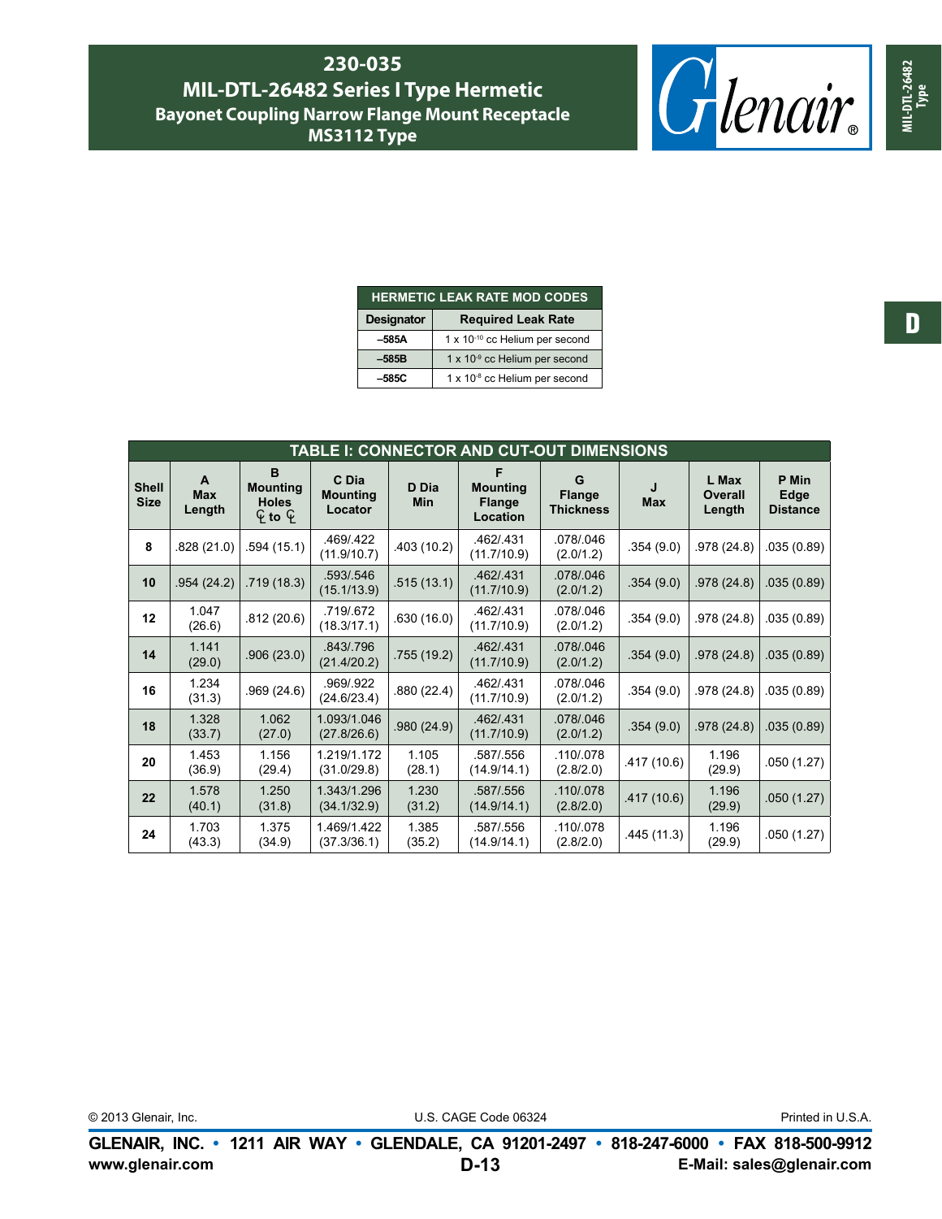# 230-035
## MIL-DTL-26482 Series I Type Hermetic
### Bayonet Coupling Narrow Flange Mount Receptacle
### MS3112 Type

| HERMETIC LEAK RATE MOD CODES | |
|---|---|
| **Designator** | **Required Leak Rate** |
| **–585A** | 1 x $10^{-10}$ cc Helium per second |
| **–585B** | 1 x $10^{-9}$ cc Helium per second |
| **–585C** | 1 x $10^{-8}$ cc Helium per second |

**TABLE I: CONNECTOR AND CUT-OUT DIMENSIONS**

| Shell Size | A Max Length | B Mounting Holes ℄ to ℄ | C Dia Mounting Locator | D Dia Min | F Mounting Flange Location | G Flange Thickness | J Max | L Max Overall Length | P Min Edge Distance |
|---|---|---|---|---|---|---|---|---|---|
| **8** | .828 (21.0) | .594 (15.1) | .469/.422 (11.9/10.7) | .403 (10.2) | .462/.431 (11.7/10.9) | .078/.046 (2.0/1.2) | .354 (9.0) | .978 (24.8) | .035 (0.89) |
| **10** | .954 (24.2) | .719 (18.3) | .593/.546 (15.1/13.9) | .515 (13.1) | .462/.431 (11.7/10.9) | .078/.046 (2.0/1.2) | .354 (9.0) | .978 (24.8) | .035 (0.89) |
| **12** | 1.047 (26.6) | .812 (20.6) | .719/.672 (18.3/17.1) | .630 (16.0) | .462/.431 (11.7/10.9) | .078/.046 (2.0/1.2) | .354 (9.0) | .978 (24.8) | .035 (0.89) |
| **14** | 1.141 (29.0) | .906 (23.0) | .843/.796 (21.4/20.2) | .755 (19.2) | .462/.431 (11.7/10.9) | .078/.046 (2.0/1.2) | .354 (9.0) | .978 (24.8) | .035 (0.89) |
| **16** | 1.234 (31.3) | .969 (24.6) | .969/.922 (24.6/23.4) | .880 (22.4) | .462/.431 (11.7/10.9) | .078/.046 (2.0/1.2) | .354 (9.0) | .978 (24.8) | .035 (0.89) |
| **18** | 1.328 (33.7) | 1.062 (27.0) | 1.093/1.046 (27.8/26.6) | .980 (24.9) | .462/.431 (11.7/10.9) | .078/.046 (2.0/1.2) | .354 (9.0) | .978 (24.8) | .035 (0.89) |
| **20** | 1.453 (36.9) | 1.156 (29.4) | 1.219/1.172 (31.0/29.8) | 1.105 (28.1) | .587/.556 (14.9/14.1) | .110/.078 (2.8/2.0) | .417 (10.6) | 1.196 (29.9) | .050 (1.27) |
| **22** | 1.578 (40.1) | 1.250 (31.8) | 1.343/1.296 (34.1/32.9) | 1.230 (31.2) | .587/.556 (14.9/14.1) | .110/.078 (2.8/2.0) | .417 (10.6) | 1.196 (29.9) | .050 (1.27) |
| **24** | 1.703 (43.3) | 1.375 (34.9) | 1.469/1.422 (37.3/36.1) | 1.385 (35.2) | .587/.556 (14.9/14.1) | .110/.078 (2.8/2.0) | .445 (11.3) | 1.196 (29.9) | .050 (1.27) |